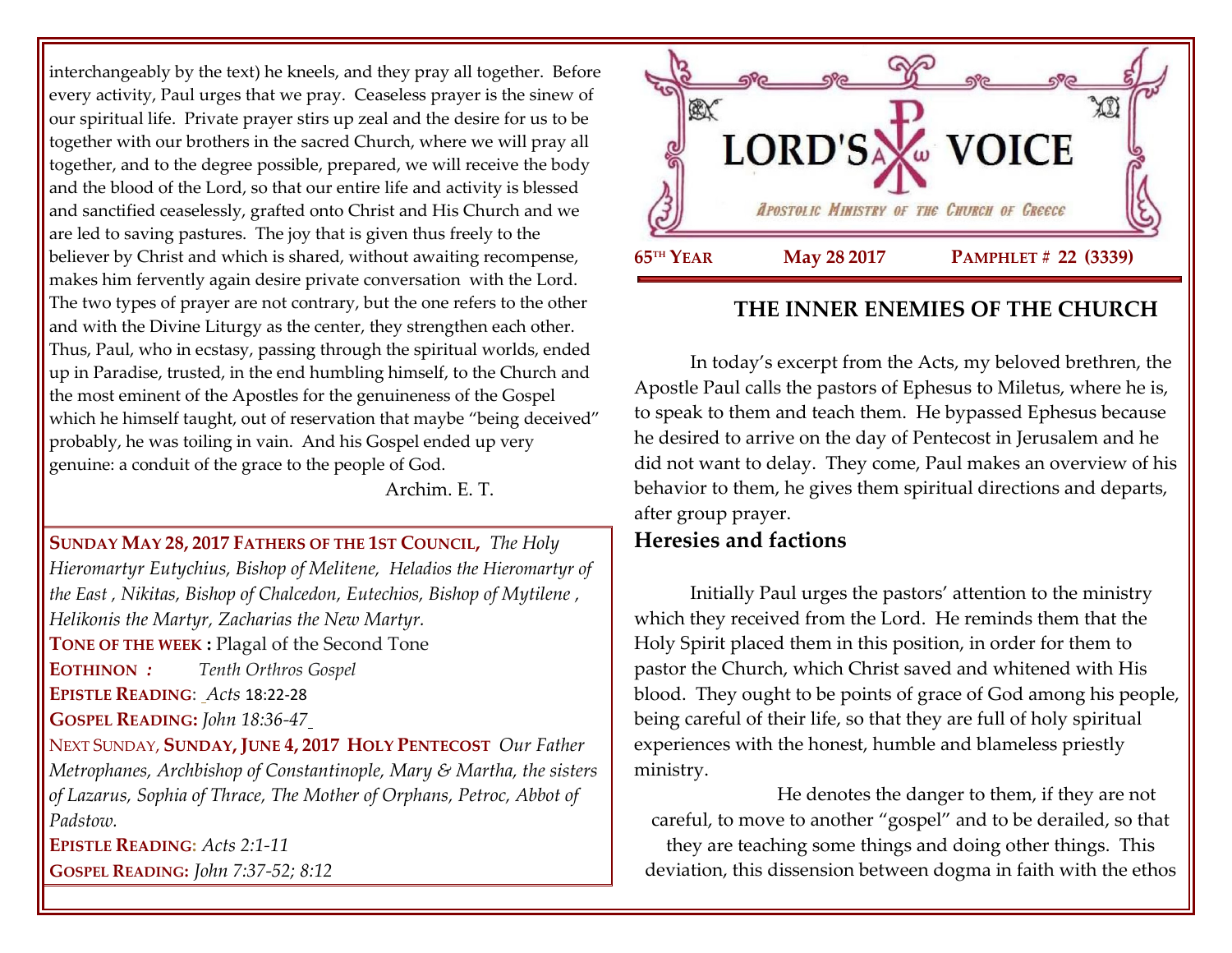interchangeably by the text) he kneels, and they pray all together. Before every activity, Paul urges that we pray. Ceaseless prayer is the sinew of our spiritual life. Private prayer stirs up zeal and the desire for us to be together with our brothers in the sacred Church, where we will pray all together, and to the degree possible, prepared, we will receive the body and the blood of the Lord, so that our entire life and activity is blessed and sanctified ceaselessly, grafted onto Christ and His Church and we are led to saving pastures. The joy that is given thus freely to the believer by Christ and which is shared, without awaiting recompense, makes him fervently again desire private conversation with the Lord. The two types of prayer are not contrary, but the one refers to the other and with the Divine Liturgy as the center, they strengthen each other. Thus, Paul, who in ecstasy, passing through the spiritual worlds, ended up in Paradise, trusted, in the end humbling himself, to the Church and the most eminent of the Apostles for the genuineness of the Gospel which he himself taught, out of reservation that maybe "being deceived" probably, he was toiling in vain. And his Gospel ended up very genuine: a conduit of the grace to the people of God.

Archim. E. T.

**SUNDAY MAY 28, 2017 FATHERS OF THE 1ST COUNCIL,** *The Holy Hieromartyr Eutychius, Bishop of Melitene, Heladios the Hieromartyr of the East , Nikitas, Bishop of Chalcedon, Eutechios, Bishop of Mytilene , Helikonis the Martyr, Zacharias the New Martyr.*
**TONE OF THE WEEK :** Plagal of the Second Tone
**EOTHINON :** *Tenth Orthros Gospel*
**EPISTLE READING**: *Acts* 18:22-28
**GOSPEL READING:** *John 18:36-47*
NEXT SUNDAY, **SUNDAY, JUNE 4, 2017 HOLY PENTECOST** *Our Father Metrophanes, Archbishop of Constantinople, Mary & Martha, the sisters of Lazarus, Sophia of Thrace, The Mother of Orphans, Petroc, Abbot of Padstow.*
**EPISTLE READING:** *Acts 2:1-11*
**GOSPEL READING:** *John 7:37-52; 8:12*

# LORD'S VOICE

*APOSTOLIC MINISTRY OF THE CHURCH OF GREECE*

**65TH YEAR** **May 28 2017** **PAMPHLET # 22 (3339)**

## THE INNER ENEMIES OF THE CHURCH

In today's excerpt from the Acts, my beloved brethren, the Apostle Paul calls the pastors of Ephesus to Miletus, where he is, to speak to them and teach them. He bypassed Ephesus because he desired to arrive on the day of Pentecost in Jerusalem and he did not want to delay. They come, Paul makes an overview of his behavior to them, he gives them spiritual directions and departs, after group prayer.

### Heresies and factions

Initially Paul urges the pastors' attention to the ministry which they received from the Lord. He reminds them that the Holy Spirit placed them in this position, in order for them to pastor the Church, which Christ saved and whitened with His blood. They ought to be points of grace of God among his people, being careful of their life, so that they are full of holy spiritual experiences with the honest, humble and blameless priestly ministry.

He denotes the danger to them, if they are not careful, to move to another "gospel" and to be derailed, so that they are teaching some things and doing other things. This deviation, this dissension between dogma in faith with the ethos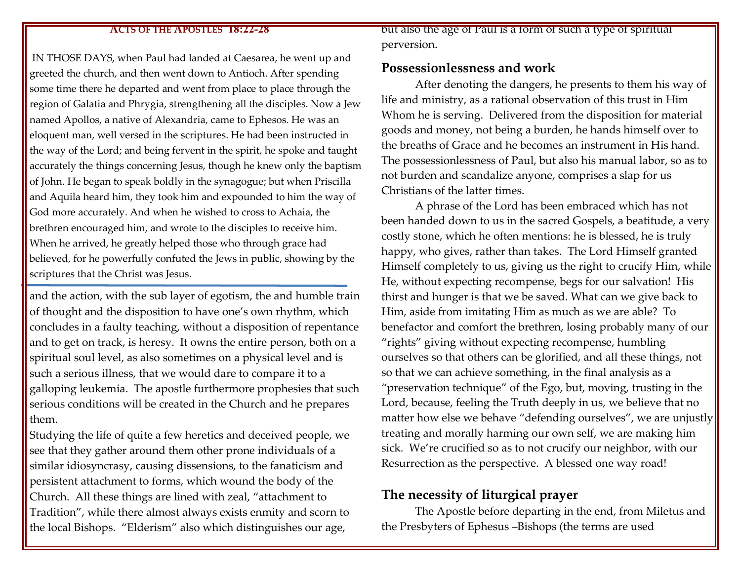### ACTS OF THE APOSTLES 18:22-28

IN THOSE DAYS, when Paul had landed at Caesarea, he went up and greeted the church, and then went down to Antioch. After spending some time there he departed and went from place to place through the region of Galatia and Phrygia, strengthening all the disciples. Now a Jew named Apollos, a native of Alexandria, came to Ephesos. He was an eloquent man, well versed in the scriptures. He had been instructed in the way of the Lord; and being fervent in the spirit, he spoke and taught accurately the things concerning Jesus, though he knew only the baptism of John. He began to speak boldly in the synagogue; but when Priscilla and Aquila heard him, they took him and expounded to him the way of God more accurately. And when he wished to cross to Achaia, the brethren encouraged him, and wrote to the disciples to receive him. When he arrived, he greatly helped those who through grace had believed, for he powerfully confuted the Jews in public, showing by the scriptures that the Christ was Jesus.

---

and the action, with the sub layer of egotism, the and humble train of thought and the disposition to have one's own rhythm, which concludes in a faulty teaching, without a disposition of repentance and to get on track, is heresy. It owns the entire person, both on a spiritual soul level, as also sometimes on a physical level and is such a serious illness, that we would dare to compare it to a galloping leukemia. The apostle furthermore prophesies that such serious conditions will be created in the Church and he prepares them.

Studying the life of quite a few heretics and deceived people, we see that they gather around them other prone individuals of a similar idiosyncrasy, causing dissensions, to the fanaticism and persistent attachment to forms, which wound the body of the Church. All these things are lined with zeal, "attachment to Tradition", while there almost always exists enmity and scorn to the local Bishops. "Elderism" also which distinguishes our age, but also the age of Paul is a form of such a type of spiritual perversion.

## Possessionlessness and work

After denoting the dangers, he presents to them his way of life and ministry, as a rational observation of this trust in Him Whom he is serving. Delivered from the disposition for material goods and money, not being a burden, he hands himself over to the breaths of Grace and he becomes an instrument in His hand. The possessionlessness of Paul, but also his manual labor, so as to not burden and scandalize anyone, comprises a slap for us Christians of the latter times.

A phrase of the Lord has been embraced which has not been handed down to us in the sacred Gospels, a beatitude, a very costly stone, which he often mentions: he is blessed, he is truly happy, who gives, rather than takes. The Lord Himself granted Himself completely to us, giving us the right to crucify Him, while He, without expecting recompense, begs for our salvation! His thirst and hunger is that we be saved. What can we give back to Him, aside from imitating Him as much as we are able? To benefactor and comfort the brethren, losing probably many of our "rights" giving without expecting recompense, humbling ourselves so that others can be glorified, and all these things, not so that we can achieve something, in the final analysis as a "preservation technique" of the Ego, but, moving, trusting in the Lord, because, feeling the Truth deeply in us, we believe that no matter how else we behave "defending ourselves", we are unjustly treating and morally harming our own self, we are making him sick. We're crucified so as to not crucify our neighbor, with our Resurrection as the perspective. A blessed one way road!

## The necessity of liturgical prayer

The Apostle before departing in the end, from Miletus and the Presbyters of Ephesus –Bishops (the terms are used